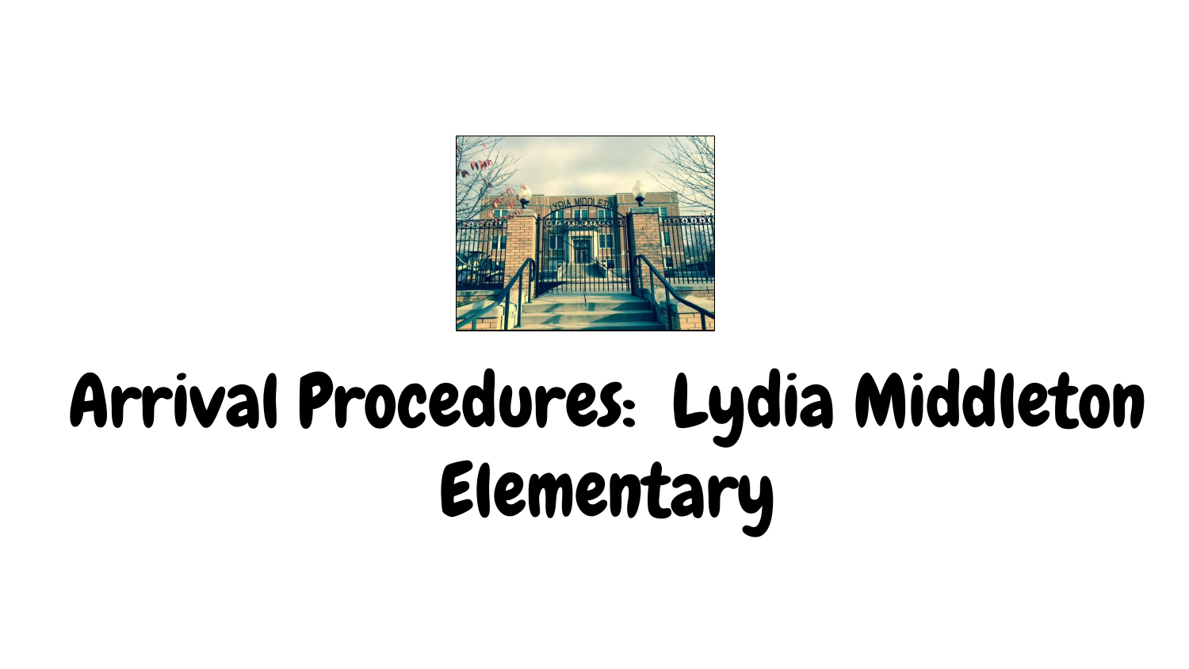# Arrival Procedures: Lydia Middleton Elementary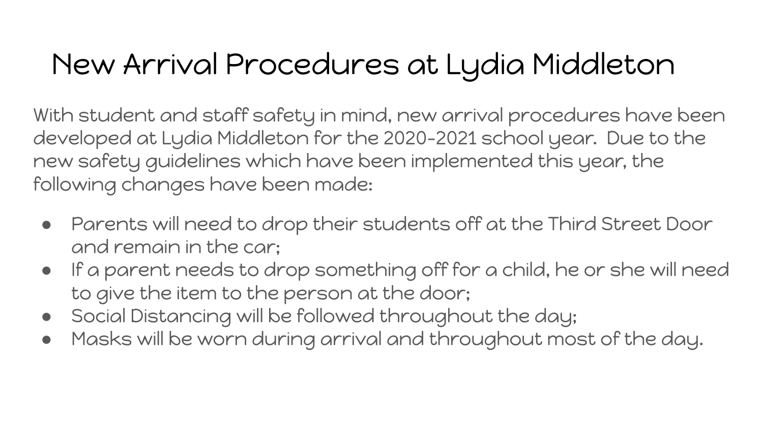# New Arrival Procedures at Lydia Middleton

With student and staff safety in mind, new arrival procedures have been developed at Lydia Middleton for the 2020-2021 school year. Due to the new safety guidelines which have been implemented this year, the following changes have been made:

- Parents will need to drop their students off at the Third Street Door and remain in the car;
- If a parent needs to drop something off for a child, he or she will need to give the item to the person at the door;
- Social Distancing will be followed throughout the day;
- Masks will be worn during arrival and throughout most of the day.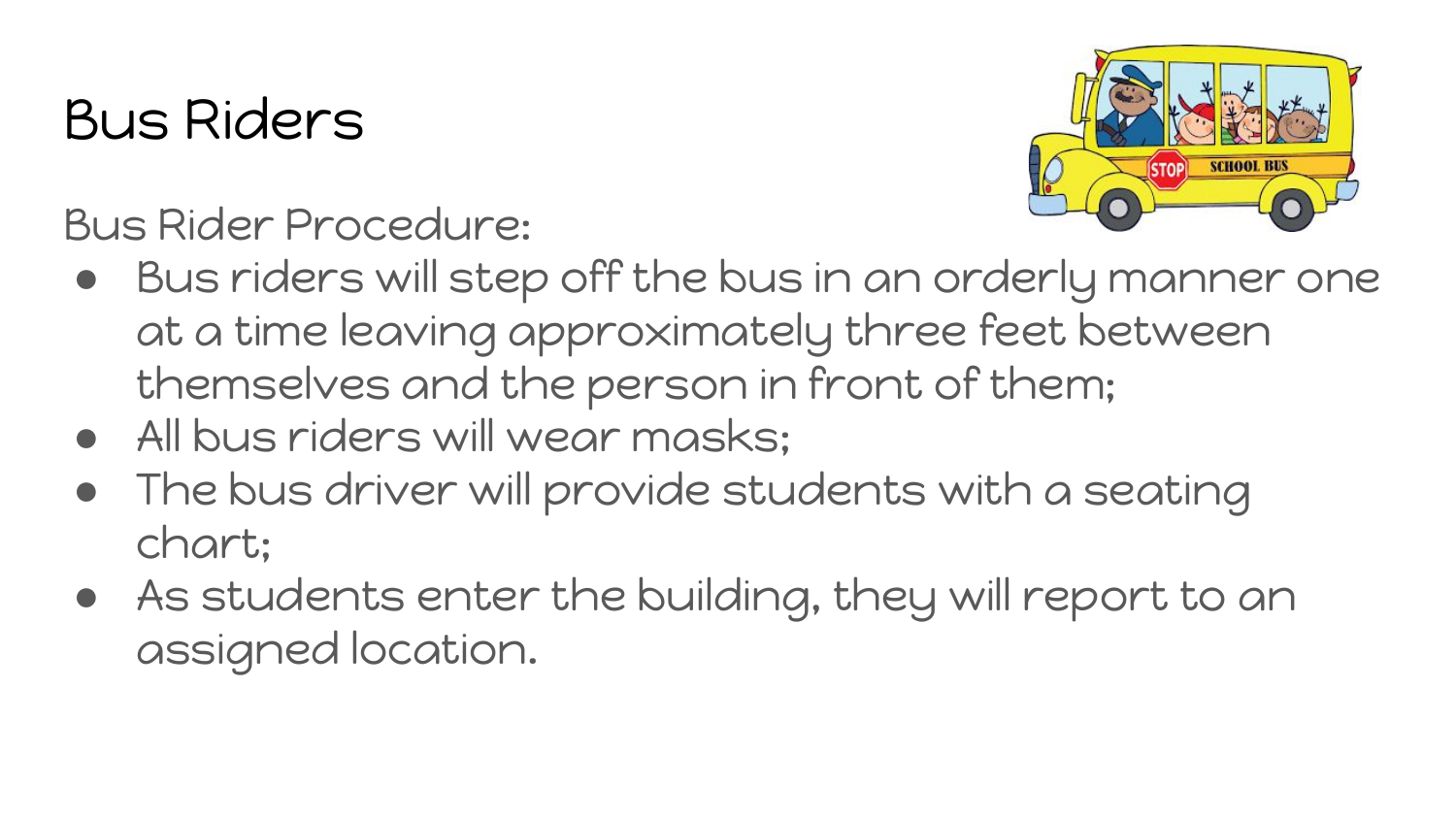# Bus Riders

Bus Rider Procedure:

- Bus riders will step off the bus in an orderly manner one at a time leaving approximately three feet between themselves and the person in front of them;
- All bus riders will wear masks;
- The bus driver will provide students with a seating chart;
- As students enter the building, they will report to an assigned location.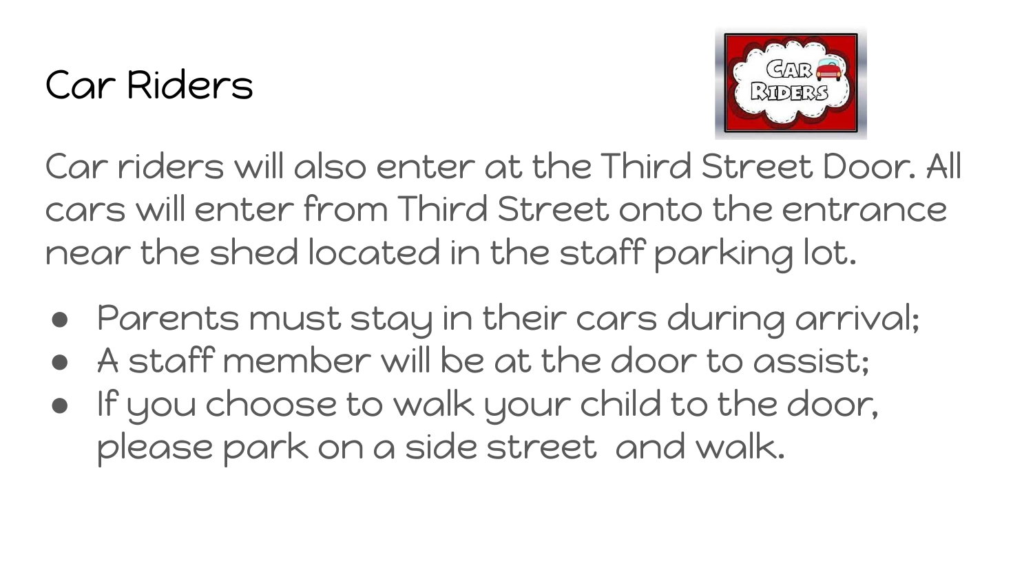# Car Riders

Car riders will also enter at the Third Street Door. All cars will enter from Third Street onto the entrance near the shed located in the staff parking lot.

- Parents must stay in their cars during arrival;
- A staff member will be at the door to assist;
- If you choose to walk your child to the door, please park on a side street and walk.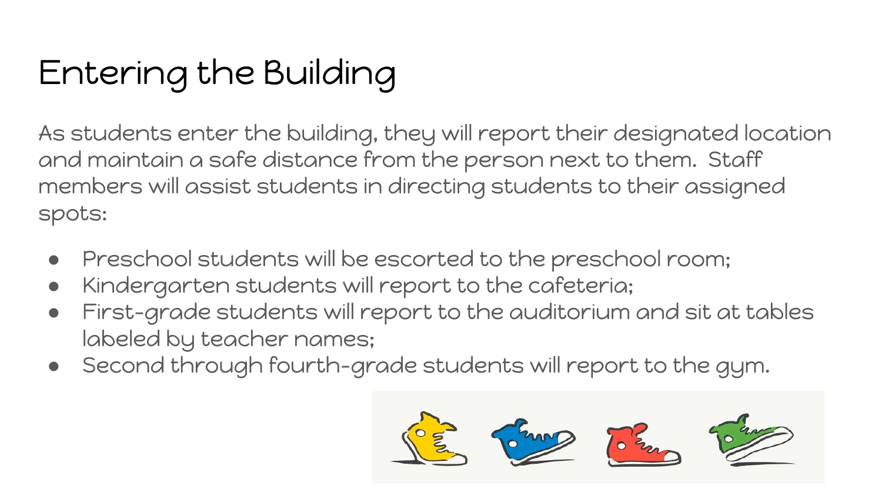# Entering the Building

As students enter the building, they will report their designated location and maintain a safe distance from the person next to them.  Staff members will assist students in directing students to their assigned spots:

- Preschool students will be escorted to the preschool room;
- Kindergarten students will report to the cafeteria;
- First-grade students will report to the auditorium and sit at tables labeled by teacher names;
- Second through fourth-grade students will report to the gym.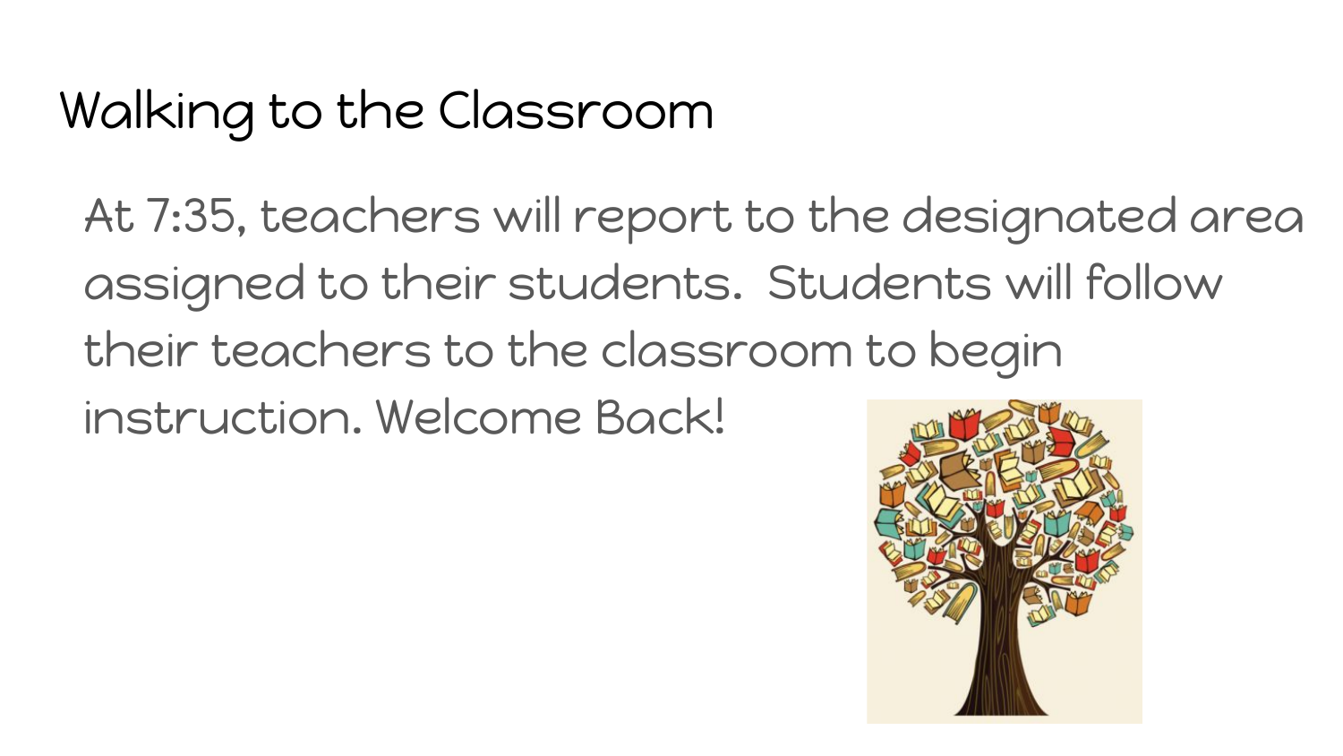# Walking to the Classroom

At 7:35, teachers will report to the designated area assigned to their students.  Students will follow their teachers to the classroom to begin instruction. Welcome Back!